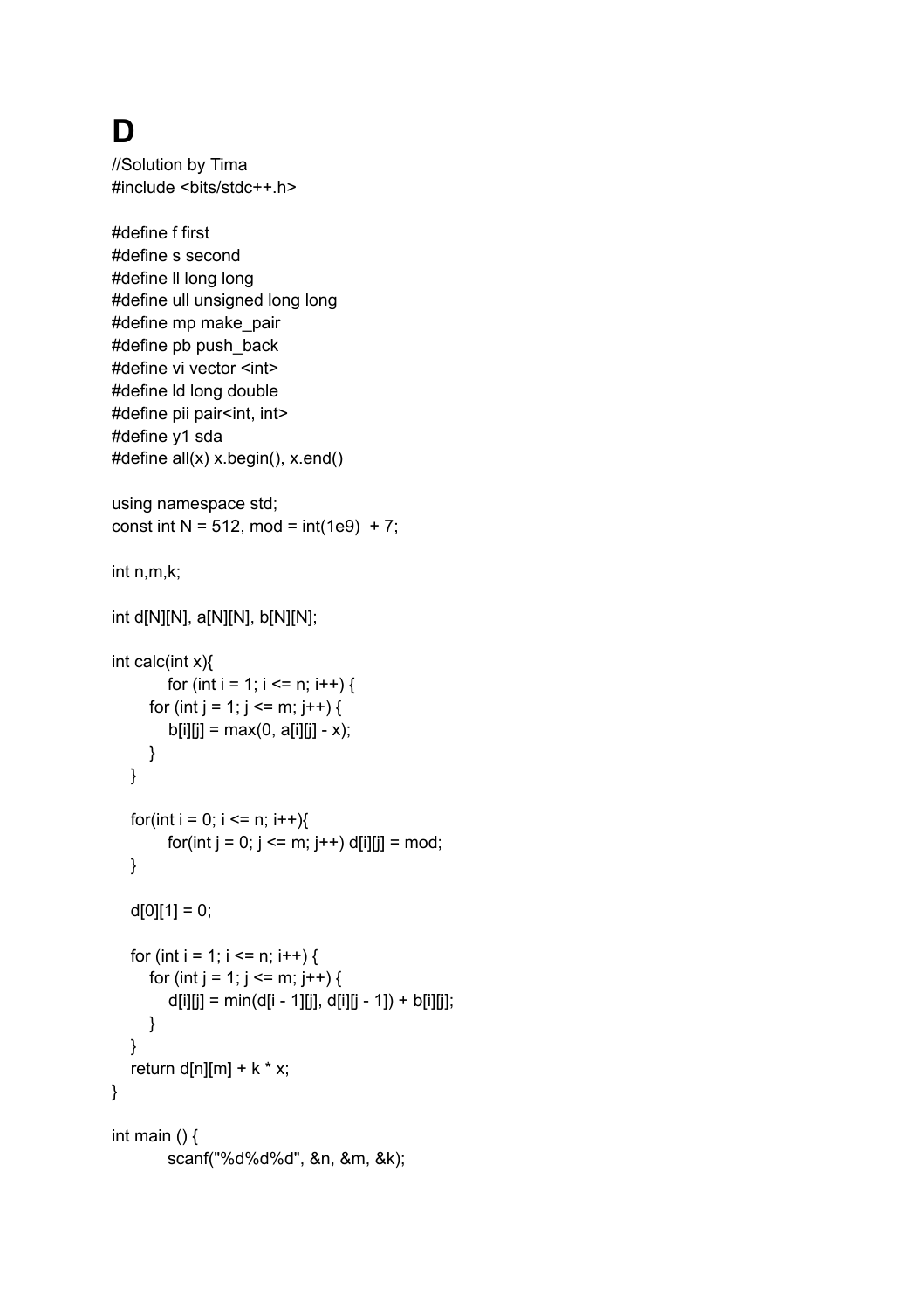# D

```
//Solution by Tima
#include <bits/stdc++.h>

#define f first
#define s second
#define ll long long
#define ull unsigned long long
#define mp make_pair
#define pb push_back
#define vi vector <int>
#define ld long double
#define pii pair<int, int>
#define y1 sda
#define all(x) x.begin(), x.end()

using namespace std;
const int N = 512, mod = int(1e9)  + 7;

int n,m,k;

int d[N][N], a[N][N], b[N][N];

int calc(int x){
        for (int i = 1; i <= n; i++) {
        for (int j = 1; j <= m; j++) {
            b[i][j] = max(0, a[i][j] - x);
        }
    }

    for(int i = 0; i <= n; i++){
        for(int j = 0; j <= m; j++) d[i][j] = mod;
    }

    d[0][1] = 0;

    for (int i = 1; i <= n; i++) {
        for (int j = 1; j <= m; j++) {
            d[i][j] = min(d[i - 1][j], d[i][j - 1]) + b[i][j];
        }
    }
    return d[n][m] + k * x;
}

int main () {
        scanf("%d%d%d", &n, &m, &k);
```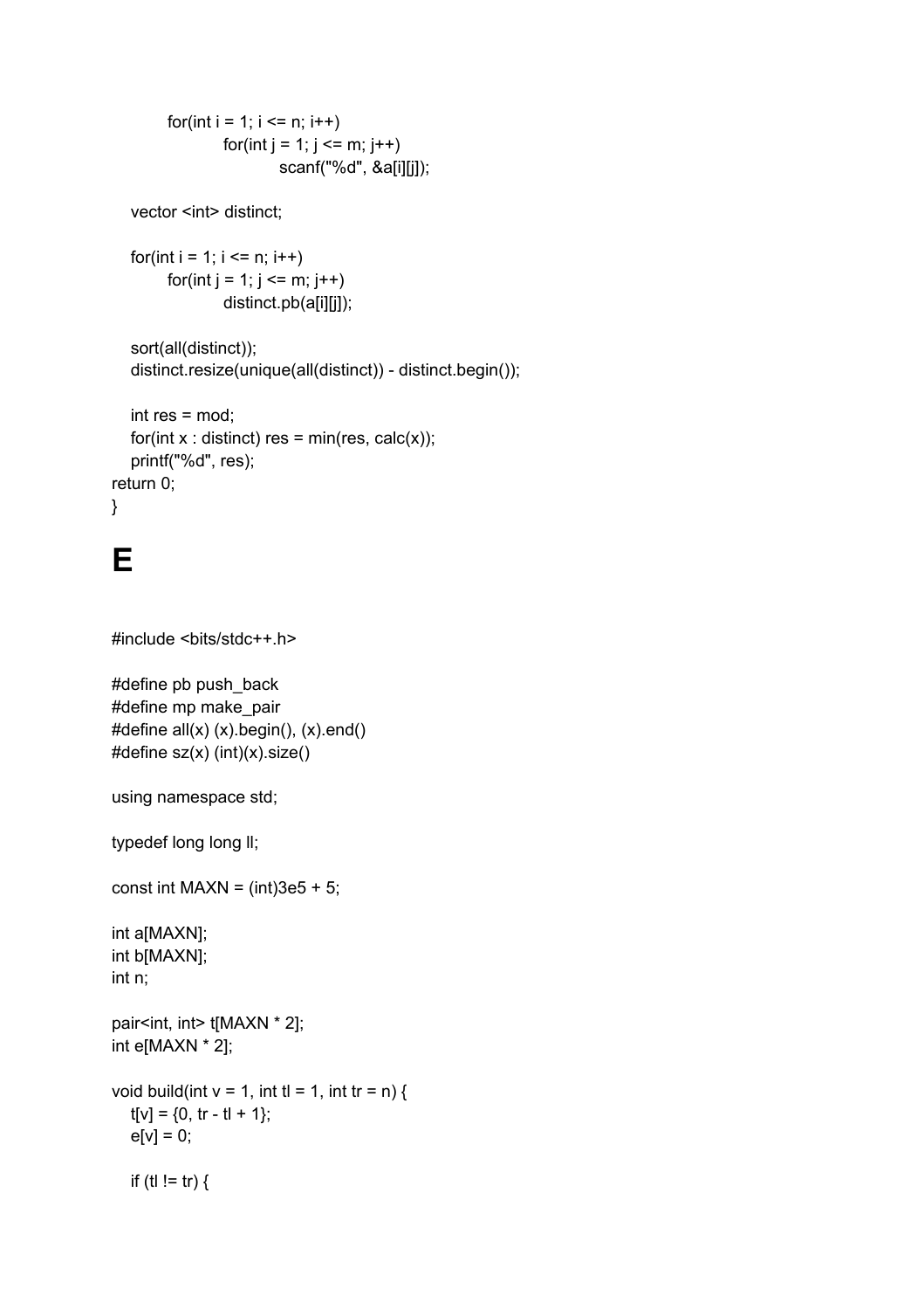```
        for(int i = 1; i <= n; i++)
            for(int j = 1; j <= m; j++)
                scanf("%d", &a[i][j]);

    vector <int> distinct;

    for(int i = 1; i <= n; i++)
        for(int j = 1; j <= m; j++)
            distinct.pb(a[i][j]);

    sort(all(distinct));
    distinct.resize(unique(all(distinct)) - distinct.begin());

    int res = mod;
    for(int x : distinct) res = min(res, calc(x));
    printf("%d", res);
return 0;
}
```

# E

```
#include <bits/stdc++.h>

#define pb push_back
#define mp make_pair
#define all(x) (x).begin(), (x).end()
#define sz(x) (int)(x).size()

using namespace std;

typedef long long ll;

const int MAXN = (int)3e5 + 5;

int a[MAXN];
int b[MAXN];
int n;

pair<int, int> t[MAXN * 2];
int e[MAXN * 2];

void build(int v = 1, int tl = 1, int tr = n) {
    t[v] = {0, tr - tl + 1};
    e[v] = 0;

    if (tl != tr) {
```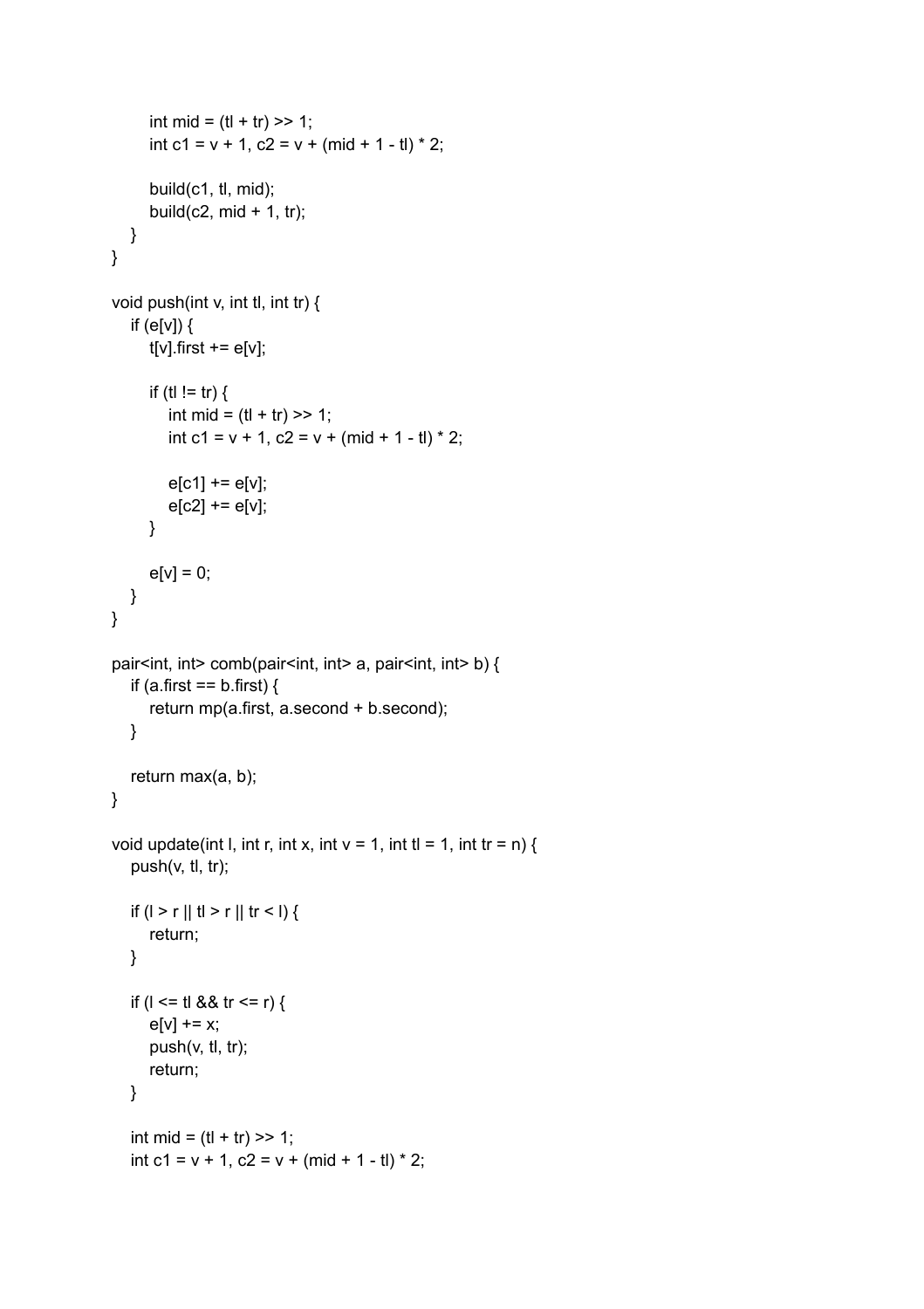```
        int mid = (tl + tr) >> 1;
        int c1 = v + 1, c2 = v + (mid + 1 - tl) * 2;

        build(c1, tl, mid);
        build(c2, mid + 1, tr);
    }
}

void push(int v, int tl, int tr) {
    if (e[v]) {
        t[v].first += e[v];

        if (tl != tr) {
            int mid = (tl + tr) >> 1;
            int c1 = v + 1, c2 = v + (mid + 1 - tl) * 2;

            e[c1] += e[v];
            e[c2] += e[v];
        }

        e[v] = 0;
    }
}

pair<int, int> comb(pair<int, int> a, pair<int, int> b) {
    if (a.first == b.first) {
        return mp(a.first, a.second + b.second);
    }

    return max(a, b);
}

void update(int l, int r, int x, int v = 1, int tl = 1, int tr = n) {
    push(v, tl, tr);

    if (l > r || tl > r || tr < l) {
        return;
    }

    if (l <= tl && tr <= r) {
        e[v] += x;
        push(v, tl, tr);
        return;
    }

    int mid = (tl + tr) >> 1;
    int c1 = v + 1, c2 = v + (mid + 1 - tl) * 2;
```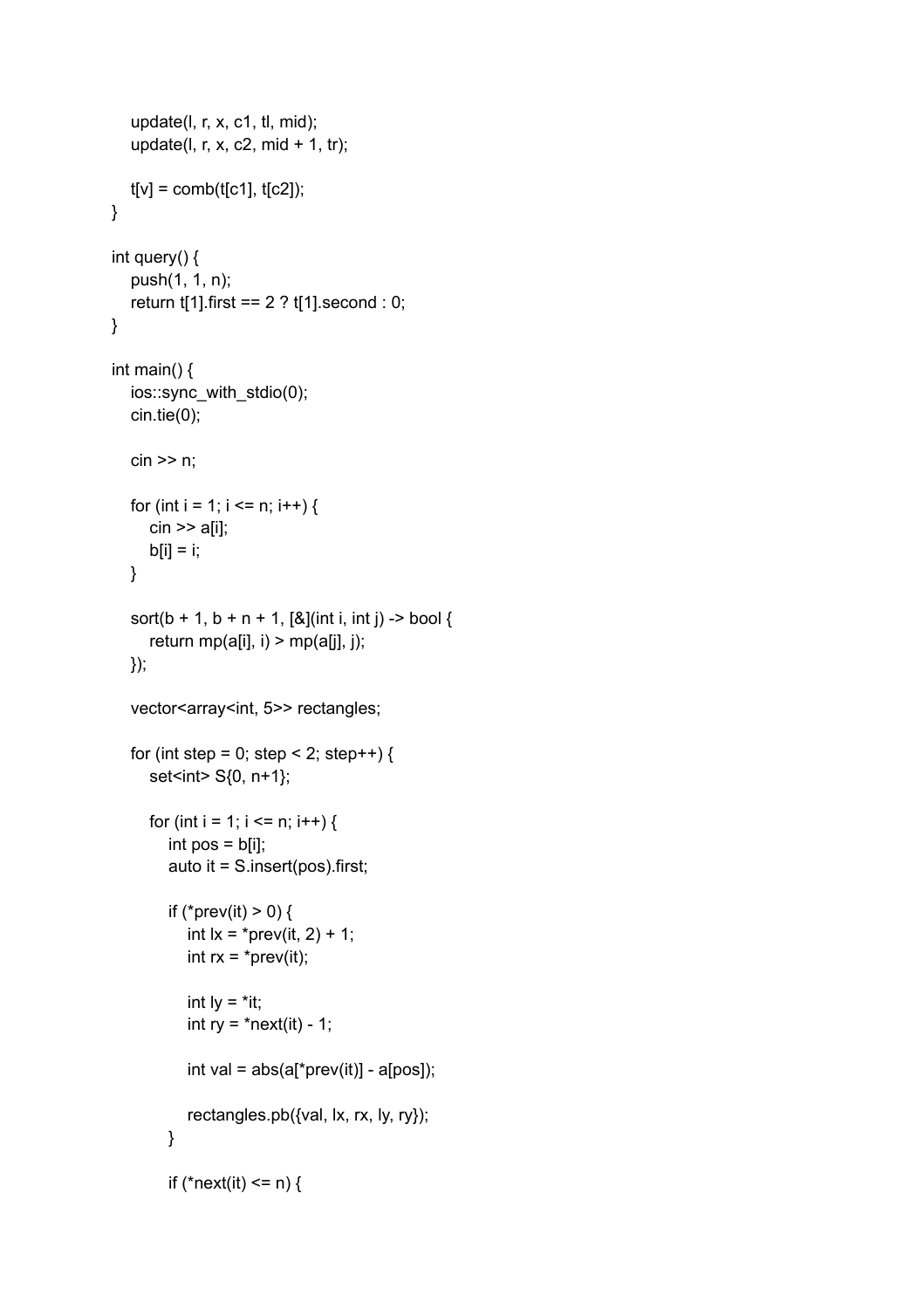```
    update(l, r, x, c1, tl, mid);
    update(l, r, x, c2, mid + 1, tr);

    t[v] = comb(t[c1], t[c2]);
}

int query() {
    push(1, 1, n);
    return t[1].first == 2 ? t[1].second : 0;
}

int main() {
    ios::sync_with_stdio(0);
    cin.tie(0);

    cin >> n;

    for (int i = 1; i <= n; i++) {
        cin >> a[i];
        b[i] = i;
    }

    sort(b + 1, b + n + 1, [&](int i, int j) -> bool {
        return mp(a[i], i) > mp(a[j], j);
    });

    vector<array<int, 5>> rectangles;

    for (int step = 0; step < 2; step++) {
        set<int> S{0, n+1};

        for (int i = 1; i <= n; i++) {
            int pos = b[i];
            auto it = S.insert(pos).first;

            if (*prev(it) > 0) {
                int lx = *prev(it, 2) + 1;
                int rx = *prev(it);

                int ly = *it;
                int ry = *next(it) - 1;

                int val = abs(a[*prev(it)] - a[pos]);

                rectangles.pb({val, lx, rx, ly, ry});
            }

            if (*next(it) <= n) {
```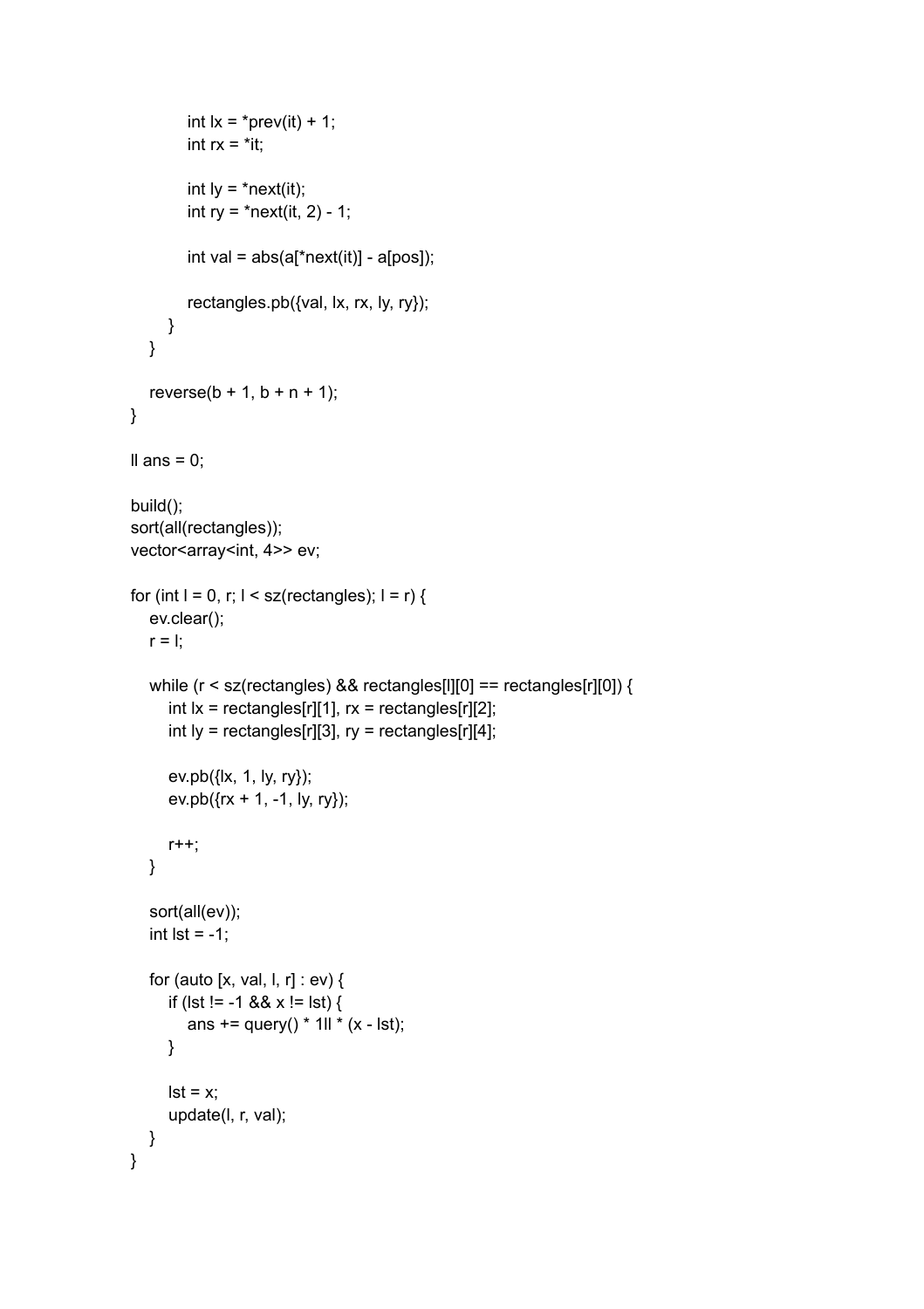```
            int lx = *prev(it) + 1;
            int rx = *it;

            int ly = *next(it);
            int ry = *next(it, 2) - 1;

            int val = abs(a[*next(it)] - a[pos]);

            rectangles.pb({val, lx, rx, ly, ry});
        }
    }

    reverse(b + 1, b + n + 1);
}

ll ans = 0;

build();
sort(all(rectangles));
vector<array<int, 4>> ev;

for (int l = 0, r; l < sz(rectangles); l = r) {
    ev.clear();
    r = l;

    while (r < sz(rectangles) && rectangles[l][0] == rectangles[r][0]) {
        int lx = rectangles[r][1], rx = rectangles[r][2];
        int ly = rectangles[r][3], ry = rectangles[r][4];

        ev.pb({lx, 1, ly, ry});
        ev.pb({rx + 1, -1, ly, ry});

        r++;
    }

    sort(all(ev));
    int lst = -1;

    for (auto [x, val, l, r] : ev) {
        if (lst != -1 && x != lst) {
            ans += query() * 1ll * (x - lst);
        }

        lst = x;
        update(l, r, val);
    }
}
```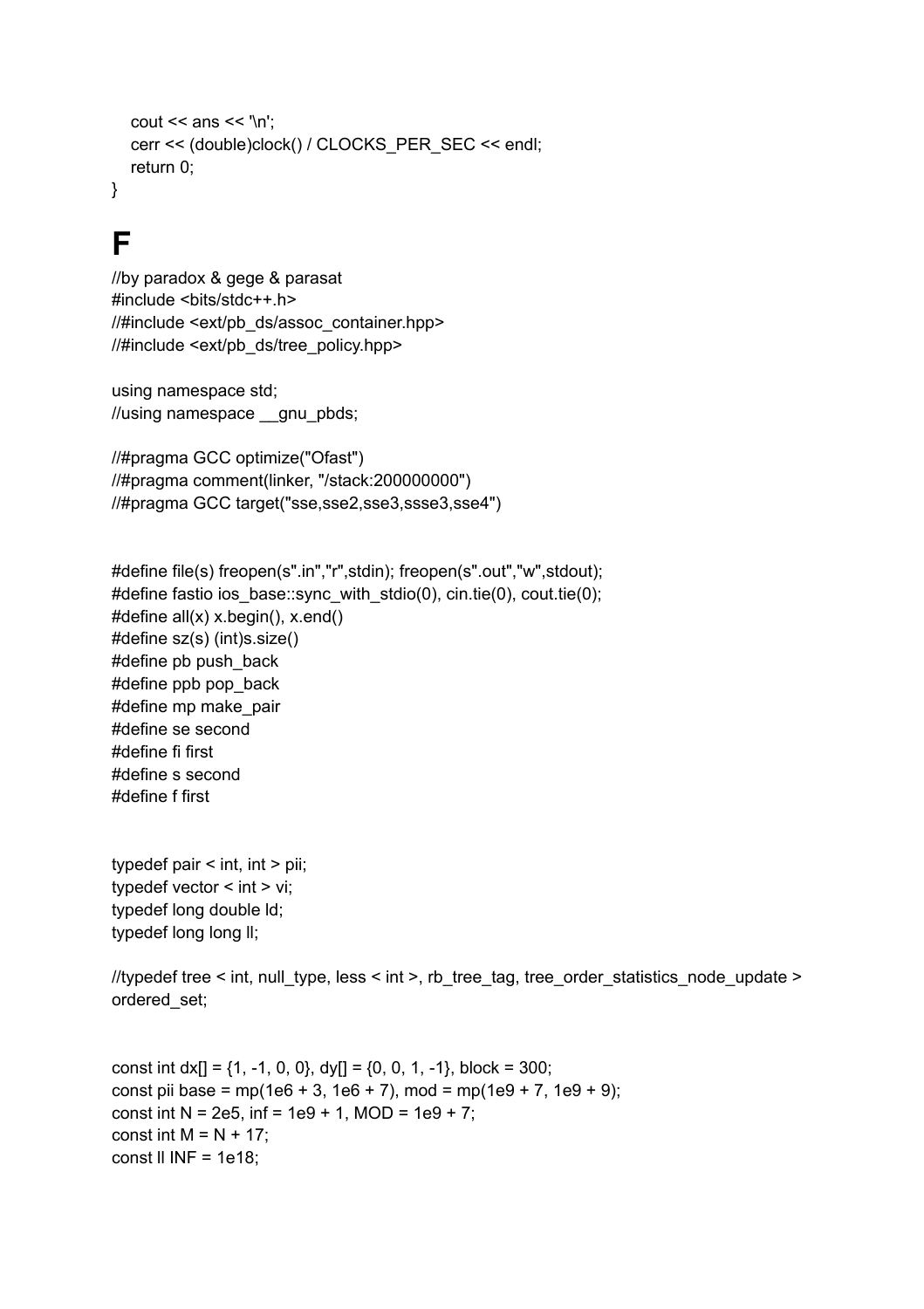```
    cout << ans << '\n';
    cerr << (double)clock() / CLOCKS_PER_SEC << endl;
    return 0;
}
```

# F

```
//by paradox & gege & parasat
#include <bits/stdc++.h>
//#include <ext/pb_ds/assoc_container.hpp>
//#include <ext/pb_ds/tree_policy.hpp>

using namespace std;
//using namespace __gnu_pbds;

//#pragma GCC optimize("Ofast")
//#pragma comment(linker, "/stack:200000000")
//#pragma GCC target("sse,sse2,sse3,ssse3,sse4")


#define file(s) freopen(s".in","r",stdin); freopen(s".out","w",stdout);
#define fastio ios_base::sync_with_stdio(0), cin.tie(0), cout.tie(0);
#define all(x) x.begin(), x.end()
#define sz(s) (int)s.size()
#define pb push_back
#define ppb pop_back
#define mp make_pair
#define se second
#define fi first
#define s second
#define f first


typedef pair < int, int > pii;
typedef vector < int > vi;
typedef long double ld;
typedef long long ll;

//typedef tree < int, null_type, less < int >, rb_tree_tag, tree_order_statistics_node_update > ordered_set;


const int dx[] = {1, -1, 0, 0}, dy[] = {0, 0, 1, -1}, block = 300;
const pii base = mp(1e6 + 3, 1e6 + 7), mod = mp(1e9 + 7, 1e9 + 9);
const int N = 2e5, inf = 1e9 + 1, MOD = 1e9 + 7;
const int M = N + 17;
const ll INF = 1e18;
```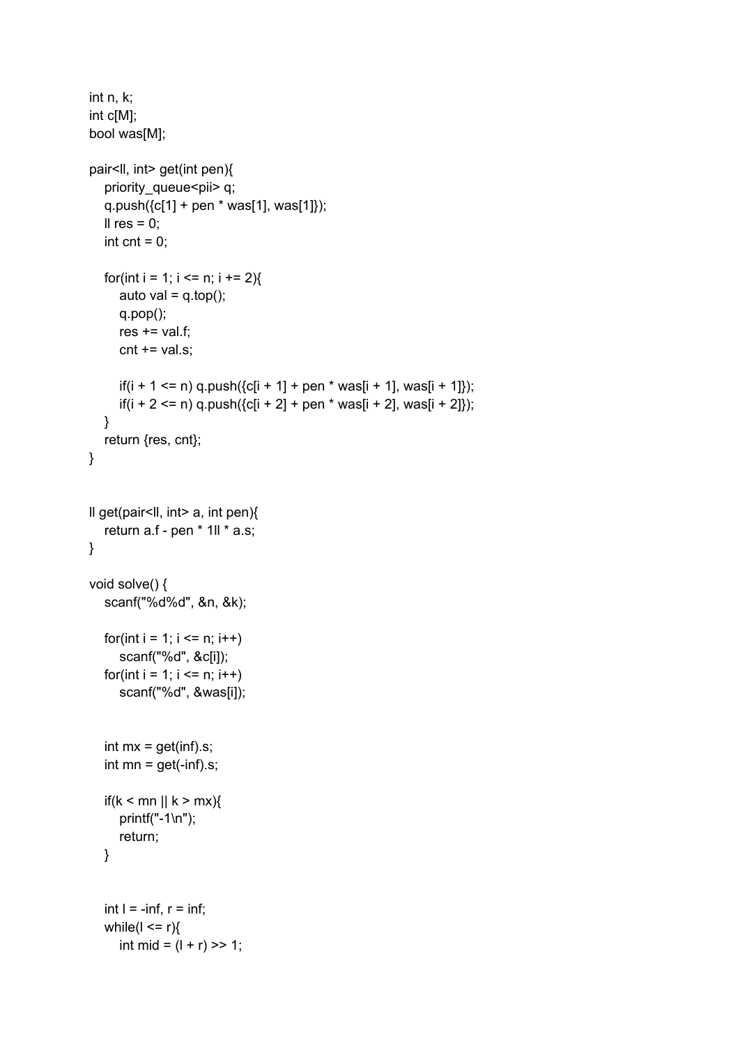```
int n, k;
int c[M];
bool was[M];

pair<ll, int> get(int pen){
    priority_queue<pii> q;
    q.push({c[1] + pen * was[1], was[1]});
    ll res = 0;
    int cnt = 0;

    for(int i = 1; i <= n; i += 2){
        auto val = q.top();
        q.pop();
        res += val.f;
        cnt += val.s;

        if(i + 1 <= n) q.push({c[i + 1] + pen * was[i + 1], was[i + 1]});
        if(i + 2 <= n) q.push({c[i + 2] + pen * was[i + 2], was[i + 2]});
    }
    return {res, cnt};
}


ll get(pair<ll, int> a, int pen){
    return a.f - pen * 1ll * a.s;
}

void solve() {
    scanf("%d%d", &n, &k);

    for(int i = 1; i <= n; i++)
        scanf("%d", &c[i]);
    for(int i = 1; i <= n; i++)
        scanf("%d", &was[i]);


    int mx = get(inf).s;
    int mn = get(-inf).s;

    if(k < mn || k > mx){
        printf("-1\n");
        return;
    }


    int l = -inf, r = inf;
    while(l <= r){
        int mid = (l + r) >> 1;
```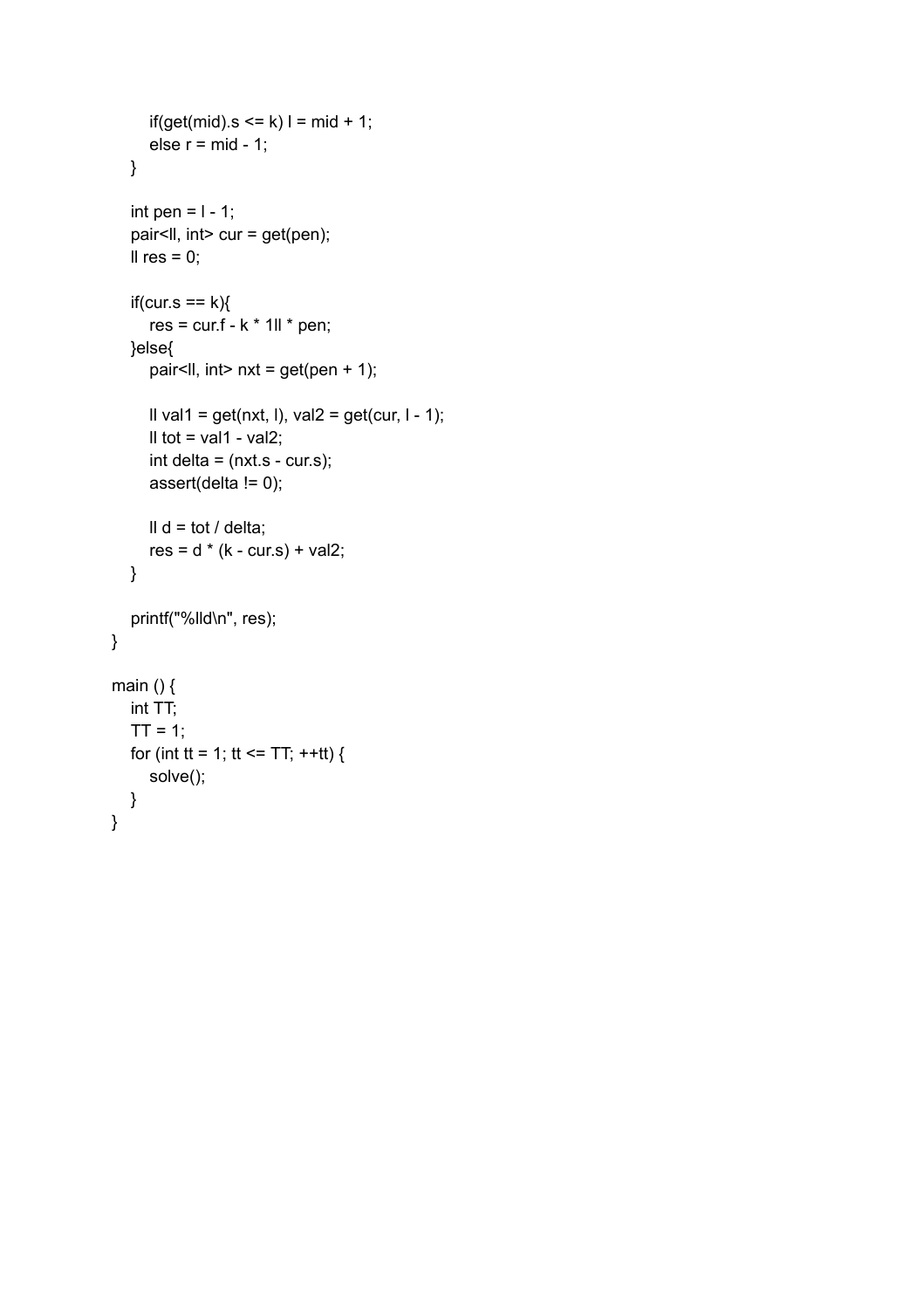```
        if(get(mid).s <= k) l = mid + 1;
        else r = mid - 1;
    }

    int pen = l - 1;
    pair<ll, int> cur = get(pen);
    ll res = 0;

    if(cur.s == k){
        res = cur.f - k * 1ll * pen;
    }else{
        pair<ll, int> nxt = get(pen + 1);

        ll val1 = get(nxt, l), val2 = get(cur, l - 1);
        ll tot = val1 - val2;
        int delta = (nxt.s - cur.s);
        assert(delta != 0);

        ll d = tot / delta;
        res = d * (k - cur.s) + val2;
    }

    printf("%lld\n", res);
}

main () {
    int TT;
    TT = 1;
    for (int tt = 1; tt <= TT; ++tt) {
        solve();
    }
}
```